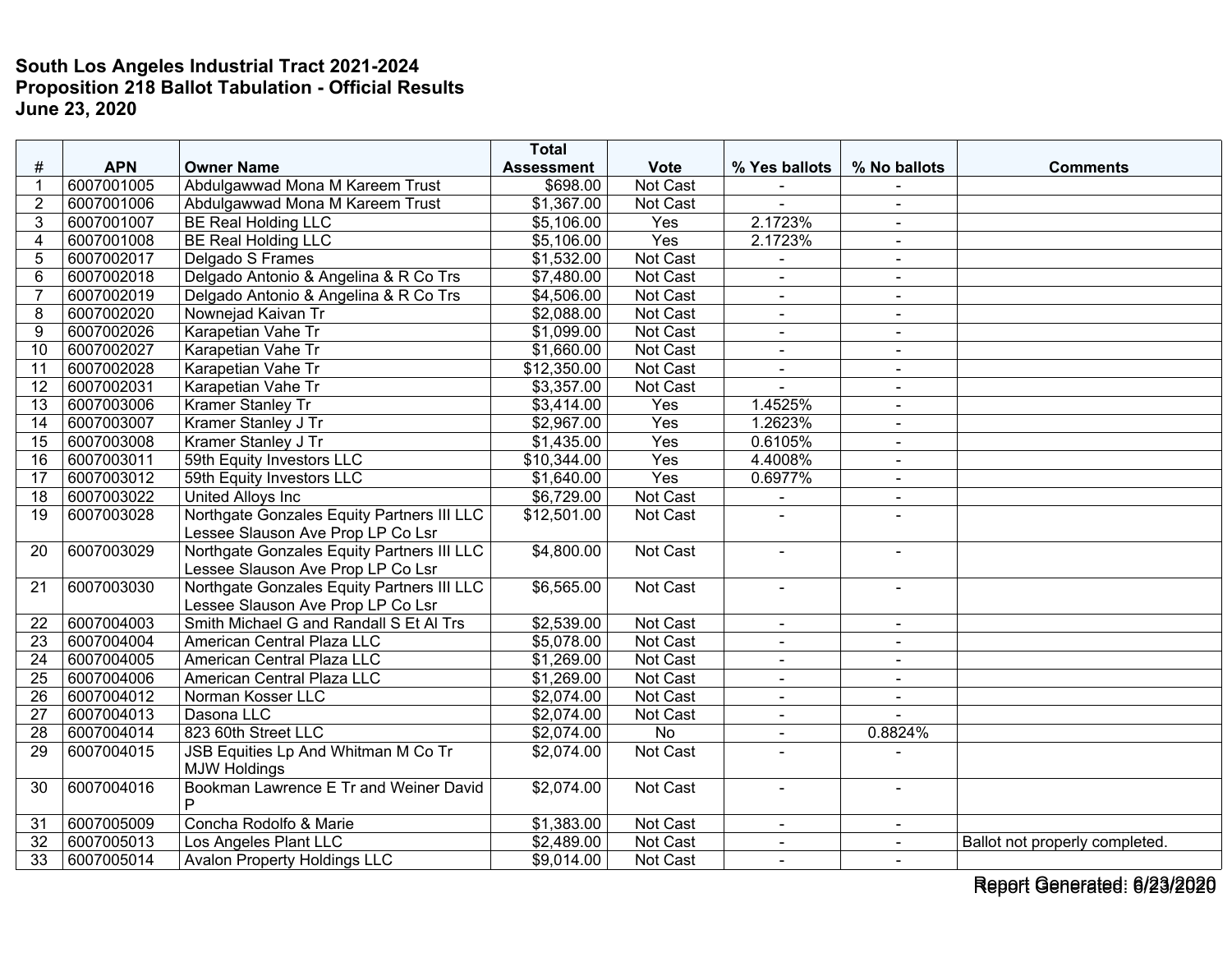**South Los Angeles Industrial Tract 2021-2024**
**Proposition 218 Ballot Tabulation - Official Results**
**June 23, 2020**

| # | APN | Owner Name | Total Assessment | Vote | % Yes ballots | % No ballots | Comments |
|---|---|---|---|---|---|---|---|
| 1 | 6007001005 | Abdulgawwad Mona M Kareem Trust | $698.00 | Not Cast | - | - | |
| 2 | 6007001006 | Abdulgawwad Mona M Kareem Trust | $1,367.00 | Not Cast | - | - | |
| 3 | 6007001007 | BE Real Holding LLC | $5,106.00 | Yes | 2.1723% | - | |
| 4 | 6007001008 | BE Real Holding LLC | $5,106.00 | Yes | 2.1723% | - | |
| 5 | 6007002017 | Delgado S Frames | $1,532.00 | Not Cast | - | - | |
| 6 | 6007002018 | Delgado Antonio & Angelina & R Co Trs | $7,480.00 | Not Cast | - | - | |
| 7 | 6007002019 | Delgado Antonio & Angelina & R Co Trs | $4,506.00 | Not Cast | - | - | |
| 8 | 6007002020 | Nownejad Kaivan Tr | $2,088.00 | Not Cast | - | - | |
| 9 | 6007002026 | Karapetian Vahe Tr | $1,099.00 | Not Cast | - | - | |
| 10 | 6007002027 | Karapetian Vahe Tr | $1,660.00 | Not Cast | - | - | |
| 11 | 6007002028 | Karapetian Vahe Tr | $12,350.00 | Not Cast | - | - | |
| 12 | 6007002031 | Karapetian Vahe Tr | $3,357.00 | Not Cast | - | - | |
| 13 | 6007003006 | Kramer Stanley Tr | $3,414.00 | Yes | 1.4525% | - | |
| 14 | 6007003007 | Kramer Stanley J Tr | $2,967.00 | Yes | 1.2623% | - | |
| 15 | 6007003008 | Kramer Stanley J Tr | $1,435.00 | Yes | 0.6105% | - | |
| 16 | 6007003011 | 59th Equity Investors LLC | $10,344.00 | Yes | 4.4008% | - | |
| 17 | 6007003012 | 59th Equity Investors LLC | $1,640.00 | Yes | 0.6977% | - | |
| 18 | 6007003022 | United Alloys Inc | $6,729.00 | Not Cast | - | - | |
| 19 | 6007003028 | Northgate Gonzales Equity Partners III LLC Lessee Slauson Ave Prop LP Co Lsr | $12,501.00 | Not Cast | - | - | |
| 20 | 6007003029 | Northgate Gonzales Equity Partners III LLC Lessee Slauson Ave Prop LP Co Lsr | $4,800.00 | Not Cast | - | - | |
| 21 | 6007003030 | Northgate Gonzales Equity Partners III LLC Lessee Slauson Ave Prop LP Co Lsr | $6,565.00 | Not Cast | - | - | |
| 22 | 6007004003 | Smith Michael G and Randall S Et Al Trs | $2,539.00 | Not Cast | - | - | |
| 23 | 6007004004 | American Central Plaza LLC | $5,078.00 | Not Cast | - | - | |
| 24 | 6007004005 | American Central Plaza LLC | $1,269.00 | Not Cast | - | - | |
| 25 | 6007004006 | American Central Plaza LLC | $1,269.00 | Not Cast | - | - | |
| 26 | 6007004012 | Norman Kosser LLC | $2,074.00 | Not Cast | - | - | |
| 27 | 6007004013 | Dasona LLC | $2,074.00 | Not Cast | - | - | |
| 28 | 6007004014 | 823 60th Street LLC | $2,074.00 | No | - | 0.8824% | |
| 29 | 6007004015 | JSB Equities Lp And Whitman M Co Tr MJW Holdings | $2,074.00 | Not Cast | - | - | |
| 30 | 6007004016 | Bookman Lawrence E Tr and Weiner David P | $2,074.00 | Not Cast | - | - | |
| 31 | 6007005009 | Concha Rodolfo & Marie | $1,383.00 | Not Cast | - | - | |
| 32 | 6007005013 | Los Angeles Plant LLC | $2,489.00 | Not Cast | - | - | Ballot not properly completed. |
| 33 | 6007005014 | Avalon Property Holdings LLC | $9,014.00 | Not Cast | - | - | |

Report Generated: 6/23/2020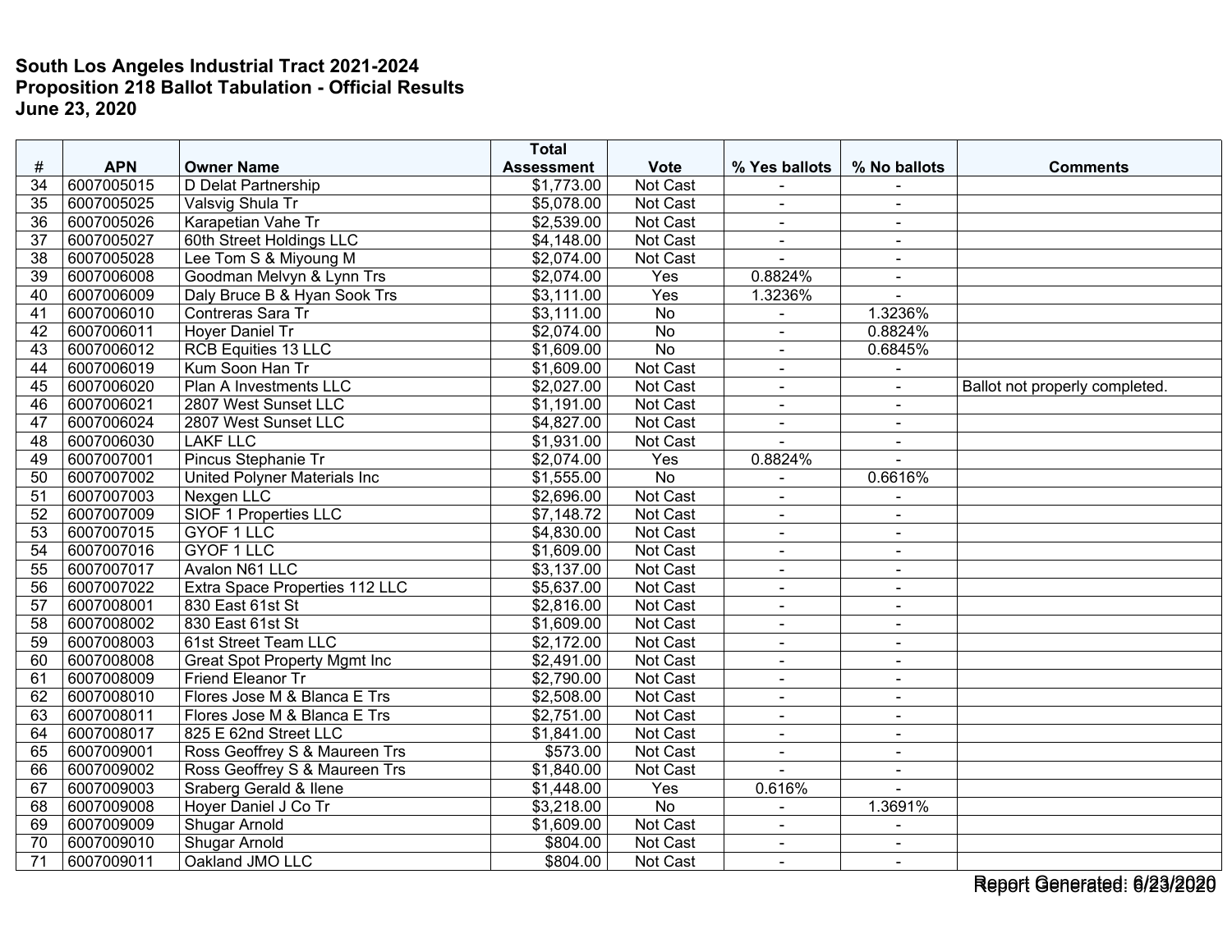**South Los Angeles Industrial Tract 2021-2024**
**Proposition 218 Ballot Tabulation - Official Results**
**June 23, 2020**

| # | APN | Owner Name | Total Assessment | Vote | % Yes ballots | % No ballots | Comments |
|---|---|---|---|---|---|---|---|
| 34 | 6007005015 | D Delat Partnership | $1,773.00 | Not Cast | - | - | |
| 35 | 6007005025 | Valsvig Shula Tr | $5,078.00 | Not Cast | - | - | |
| 36 | 6007005026 | Karapetian Vahe Tr | $2,539.00 | Not Cast | - | - | |
| 37 | 6007005027 | 60th Street Holdings LLC | $4,148.00 | Not Cast | - | - | |
| 38 | 6007005028 | Lee Tom S & Miyoung M | $2,074.00 | Not Cast | - | - | |
| 39 | 6007006008 | Goodman Melvyn & Lynn Trs | $2,074.00 | Yes | 0.8824% | - | |
| 40 | 6007006009 | Daly Bruce B & Hyan Sook Trs | $3,111.00 | Yes | 1.3236% | - | |
| 41 | 6007006010 | Contreras Sara Tr | $3,111.00 | No | - | 1.3236% | |
| 42 | 6007006011 | Hoyer Daniel Tr | $2,074.00 | No | - | 0.8824% | |
| 43 | 6007006012 | RCB Equities 13 LLC | $1,609.00 | No | - | 0.6845% | |
| 44 | 6007006019 | Kum Soon Han Tr | $1,609.00 | Not Cast | - | - | |
| 45 | 6007006020 | Plan A Investments LLC | $2,027.00 | Not Cast | - | - | Ballot not properly completed. |
| 46 | 6007006021 | 2807 West Sunset LLC | $1,191.00 | Not Cast | - | - | |
| 47 | 6007006024 | 2807 West Sunset LLC | $4,827.00 | Not Cast | - | - | |
| 48 | 6007006030 | LAKF LLC | $1,931.00 | Not Cast | - | - | |
| 49 | 6007007001 | Pincus Stephanie Tr | $2,074.00 | Yes | 0.8824% | - | |
| 50 | 6007007002 | United Polyner Materials Inc | $1,555.00 | No | - | 0.6616% | |
| 51 | 6007007003 | Nexgen LLC | $2,696.00 | Not Cast | - | - | |
| 52 | 6007007009 | SIOF 1 Properties LLC | $7,148.72 | Not Cast | - | - | |
| 53 | 6007007015 | GYOF 1 LLC | $4,830.00 | Not Cast | - | - | |
| 54 | 6007007016 | GYOF 1 LLC | $1,609.00 | Not Cast | - | - | |
| 55 | 6007007017 | Avalon N61 LLC | $3,137.00 | Not Cast | - | - | |
| 56 | 6007007022 | Extra Space Properties 112 LLC | $5,637.00 | Not Cast | - | - | |
| 57 | 6007008001 | 830 East 61st St | $2,816.00 | Not Cast | - | - | |
| 58 | 6007008002 | 830 East 61st St | $1,609.00 | Not Cast | - | - | |
| 59 | 6007008003 | 61st Street Team LLC | $2,172.00 | Not Cast | - | - | |
| 60 | 6007008008 | Great Spot Property Mgmt Inc | $2,491.00 | Not Cast | - | - | |
| 61 | 6007008009 | Friend Eleanor Tr | $2,790.00 | Not Cast | - | - | |
| 62 | 6007008010 | Flores Jose M & Blanca E Trs | $2,508.00 | Not Cast | - | - | |
| 63 | 6007008011 | Flores Jose M & Blanca E Trs | $2,751.00 | Not Cast | - | - | |
| 64 | 6007008017 | 825 E 62nd Street LLC | $1,841.00 | Not Cast | - | - | |
| 65 | 6007009001 | Ross Geoffrey S & Maureen Trs | $573.00 | Not Cast | - | - | |
| 66 | 6007009002 | Ross Geoffrey S & Maureen Trs | $1,840.00 | Not Cast | - | - | |
| 67 | 6007009003 | Sraberg Gerald & Ilene | $1,448.00 | Yes | 0.616% | - | |
| 68 | 6007009008 | Hoyer Daniel J Co Tr | $3,218.00 | No | - | 1.3691% | |
| 69 | 6007009009 | Shugar Arnold | $1,609.00 | Not Cast | - | - | |
| 70 | 6007009010 | Shugar Arnold | $804.00 | Not Cast | - | - | |
| 71 | 6007009011 | Oakland JMO LLC | $804.00 | Not Cast | - | - | |

Report Generated: 6/23/2020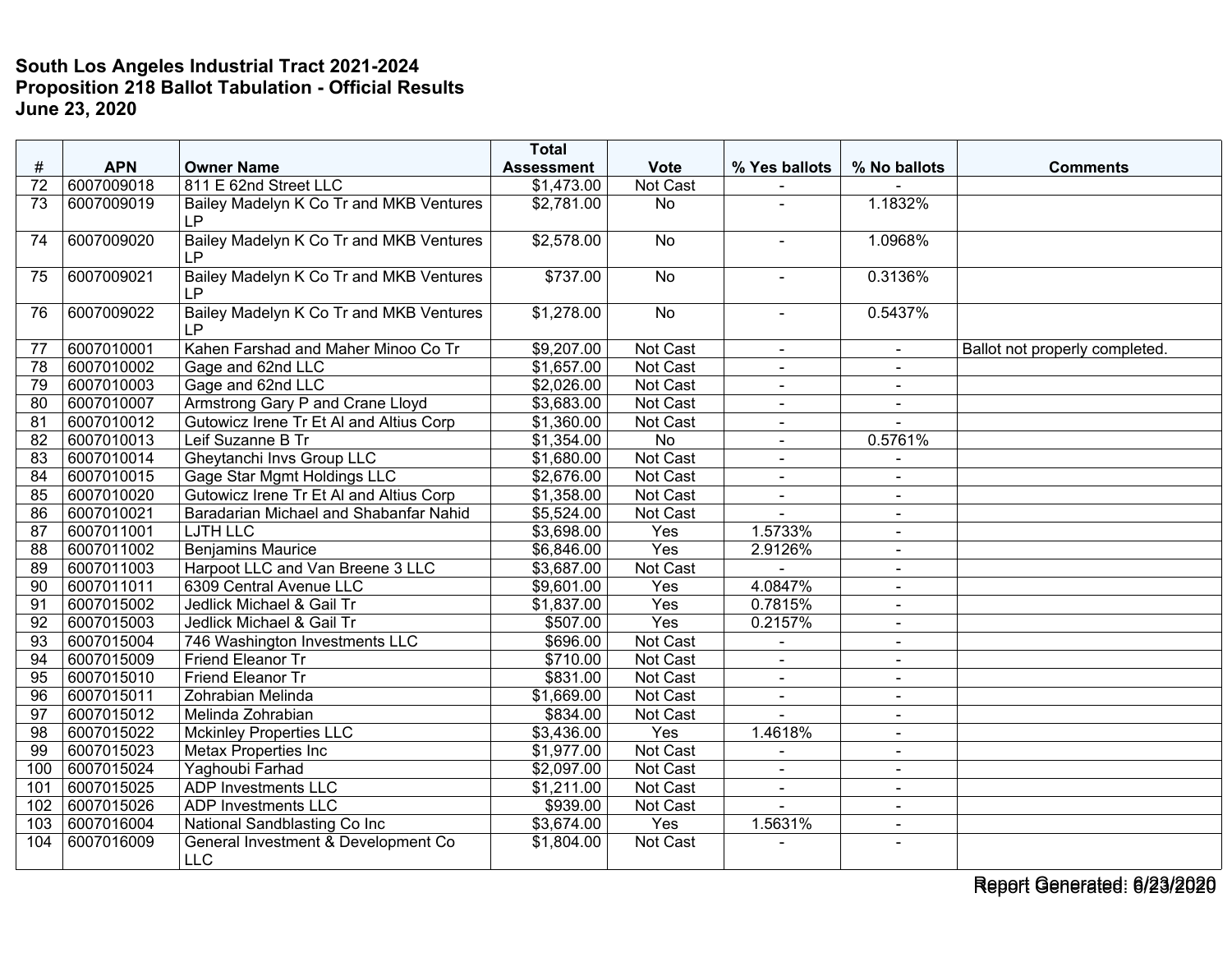**South Los Angeles Industrial Tract 2021-2024**
**Proposition 218 Ballot Tabulation - Official Results**
**June 23, 2020**

| # | APN | Owner Name | Total Assessment | Vote | % Yes ballots | % No ballots | Comments |
|---|---|---|---|---|---|---|---|
| 72 | 6007009018 | 811 E 62nd Street LLC | $1,473.00 | Not Cast | - | - | |
| 73 | 6007009019 | Bailey Madelyn K Co Tr and MKB Ventures LP | $2,781.00 | No | - | 1.1832% | |
| 74 | 6007009020 | Bailey Madelyn K Co Tr and MKB Ventures LP | $2,578.00 | No | - | 1.0968% | |
| 75 | 6007009021 | Bailey Madelyn K Co Tr and MKB Ventures LP | $737.00 | No | - | 0.3136% | |
| 76 | 6007009022 | Bailey Madelyn K Co Tr and MKB Ventures LP | $1,278.00 | No | - | 0.5437% | |
| 77 | 6007010001 | Kahen Farshad and Maher Minoo Co Tr | $9,207.00 | Not Cast | - | - | Ballot not properly completed. |
| 78 | 6007010002 | Gage and 62nd LLC | $1,657.00 | Not Cast | - | - | |
| 79 | 6007010003 | Gage and 62nd LLC | $2,026.00 | Not Cast | - | - | |
| 80 | 6007010007 | Armstrong Gary P and Crane Lloyd | $3,683.00 | Not Cast | - | - | |
| 81 | 6007010012 | Gutowicz Irene Tr Et Al and Altius Corp | $1,360.00 | Not Cast | - | - | |
| 82 | 6007010013 | Leif Suzanne B Tr | $1,354.00 | No | - | 0.5761% | |
| 83 | 6007010014 | Gheytanchi Invs Group LLC | $1,680.00 | Not Cast | - | - | |
| 84 | 6007010015 | Gage Star Mgmt Holdings LLC | $2,676.00 | Not Cast | - | - | |
| 85 | 6007010020 | Gutowicz Irene Tr Et Al and Altius Corp | $1,358.00 | Not Cast | - | - | |
| 86 | 6007010021 | Baradarian Michael and Shabanfar Nahid | $5,524.00 | Not Cast | - | - | |
| 87 | 6007011001 | LJTH LLC | $3,698.00 | Yes | 1.5733% | - | |
| 88 | 6007011002 | Benjamins Maurice | $6,846.00 | Yes | 2.9126% | - | |
| 89 | 6007011003 | Harpoot LLC and Van Breene 3 LLC | $3,687.00 | Not Cast | - | - | |
| 90 | 6007011011 | 6309 Central Avenue LLC | $9,601.00 | Yes | 4.0847% | - | |
| 91 | 6007015002 | Jedlick Michael & Gail Tr | $1,837.00 | Yes | 0.7815% | - | |
| 92 | 6007015003 | Jedlick Michael & Gail Tr | $507.00 | Yes | 0.2157% | - | |
| 93 | 6007015004 | 746 Washington Investments LLC | $696.00 | Not Cast | - | - | |
| 94 | 6007015009 | Friend Eleanor Tr | $710.00 | Not Cast | - | - | |
| 95 | 6007015010 | Friend Eleanor Tr | $831.00 | Not Cast | - | - | |
| 96 | 6007015011 | Zohrabian Melinda | $1,669.00 | Not Cast | - | - | |
| 97 | 6007015012 | Melinda Zohrabian | $834.00 | Not Cast | - | - | |
| 98 | 6007015022 | Mckinley Properties LLC | $3,436.00 | Yes | 1.4618% | - | |
| 99 | 6007015023 | Metax Properties Inc | $1,977.00 | Not Cast | - | - | |
| 100 | 6007015024 | Yaghoubi Farhad | $2,097.00 | Not Cast | - | - | |
| 101 | 6007015025 | ADP Investments LLC | $1,211.00 | Not Cast | - | - | |
| 102 | 6007015026 | ADP Investments LLC | $939.00 | Not Cast | - | - | |
| 103 | 6007016004 | National Sandblasting Co Inc | $3,674.00 | Yes | 1.5631% | - | |
| 104 | 6007016009 | General Investment & Development Co LLC | $1,804.00 | Not Cast | - | - | |

Report Generated: 6/23/2020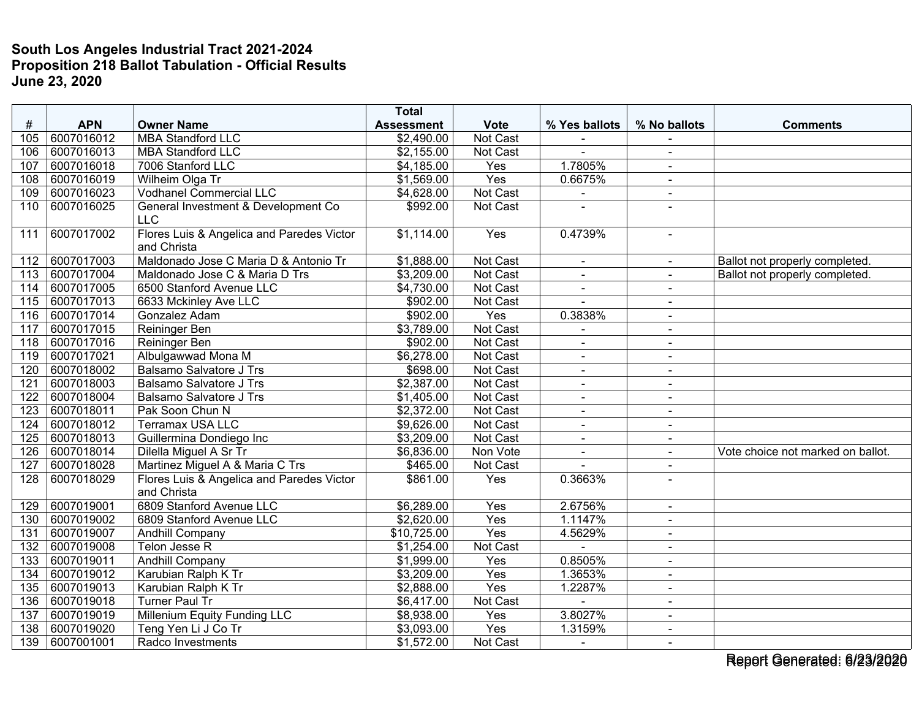**South Los Angeles Industrial Tract 2021-2024**
**Proposition 218 Ballot Tabulation - Official Results**
**June 23, 2020**

| # | APN | Owner Name | Total Assessment | Vote | % Yes ballots | % No ballots | Comments |
|---|---|---|---|---|---|---|---|
| 105 | 6007016012 | MBA Standford LLC | $2,490.00 | Not Cast | - | - | |
| 106 | 6007016013 | MBA Standford LLC | $2,155.00 | Not Cast | - | - | |
| 107 | 6007016018 | 7006 Stanford LLC | $4,185.00 | Yes | 1.7805% | - | |
| 108 | 6007016019 | Wilheim Olga Tr | $1,569.00 | Yes | 0.6675% | - | |
| 109 | 6007016023 | Vodhanel Commercial LLC | $4,628.00 | Not Cast | - | - | |
| 110 | 6007016025 | General Investment & Development Co LLC | $992.00 | Not Cast | - | - | |
| 111 | 6007017002 | Flores Luis & Angelica and Paredes Victor and Christa | $1,114.00 | Yes | 0.4739% | - | |
| 112 | 6007017003 | Maldonado Jose C Maria D & Antonio Tr | $1,888.00 | Not Cast | - | - | Ballot not properly completed. |
| 113 | 6007017004 | Maldonado Jose C & Maria D Trs | $3,209.00 | Not Cast | - | - | Ballot not properly completed. |
| 114 | 6007017005 | 6500 Stanford Avenue LLC | $4,730.00 | Not Cast | - | - | |
| 115 | 6007017013 | 6633 Mckinley Ave LLC | $902.00 | Not Cast | - | - | |
| 116 | 6007017014 | Gonzalez Adam | $902.00 | Yes | 0.3838% | - | |
| 117 | 6007017015 | Reininger Ben | $3,789.00 | Not Cast | - | - | |
| 118 | 6007017016 | Reininger Ben | $902.00 | Not Cast | - | - | |
| 119 | 6007017021 | Albulgawwad Mona M | $6,278.00 | Not Cast | - | - | |
| 120 | 6007018002 | Balsamo Salvatore J Trs | $698.00 | Not Cast | - | - | |
| 121 | 6007018003 | Balsamo Salvatore J Trs | $2,387.00 | Not Cast | - | - | |
| 122 | 6007018004 | Balsamo Salvatore J Trs | $1,405.00 | Not Cast | - | - | |
| 123 | 6007018011 | Pak Soon Chun N | $2,372.00 | Not Cast | - | - | |
| 124 | 6007018012 | Terramax USA LLC | $9,626.00 | Not Cast | - | - | |
| 125 | 6007018013 | Guillermina Dondiego Inc | $3,209.00 | Not Cast | - | - | |
| 126 | 6007018014 | Dilella Miguel A Sr Tr | $6,836.00 | Non Vote | - | - | Vote choice not marked on ballot. |
| 127 | 6007018028 | Martinez Miguel A & Maria C Trs | $465.00 | Not Cast | - | - | |
| 128 | 6007018029 | Flores Luis & Angelica and Paredes Victor and Christa | $861.00 | Yes | 0.3663% | - | |
| 129 | 6007019001 | 6809 Stanford Avenue LLC | $6,289.00 | Yes | 2.6756% | - | |
| 130 | 6007019002 | 6809 Stanford Avenue LLC | $2,620.00 | Yes | 1.1147% | - | |
| 131 | 6007019007 | Andhill Company | $10,725.00 | Yes | 4.5629% | - | |
| 132 | 6007019008 | Telon Jesse R | $1,254.00 | Not Cast | - | - | |
| 133 | 6007019011 | Andhill Company | $1,999.00 | Yes | 0.8505% | - | |
| 134 | 6007019012 | Karubian Ralph K Tr | $3,209.00 | Yes | 1.3653% | - | |
| 135 | 6007019013 | Karubian Ralph K Tr | $2,888.00 | Yes | 1.2287% | - | |
| 136 | 6007019018 | Turner Paul Tr | $6,417.00 | Not Cast | - | - | |
| 137 | 6007019019 | Millenium Equity Funding LLC | $8,938.00 | Yes | 3.8027% | - | |
| 138 | 6007019020 | Teng Yen Li J Co Tr | $3,093.00 | Yes | 1.3159% | - | |
| 139 | 6007001001 | Radco Investments | $1,572.00 | Not Cast | - | - | |

Report Generated: 6/23/2020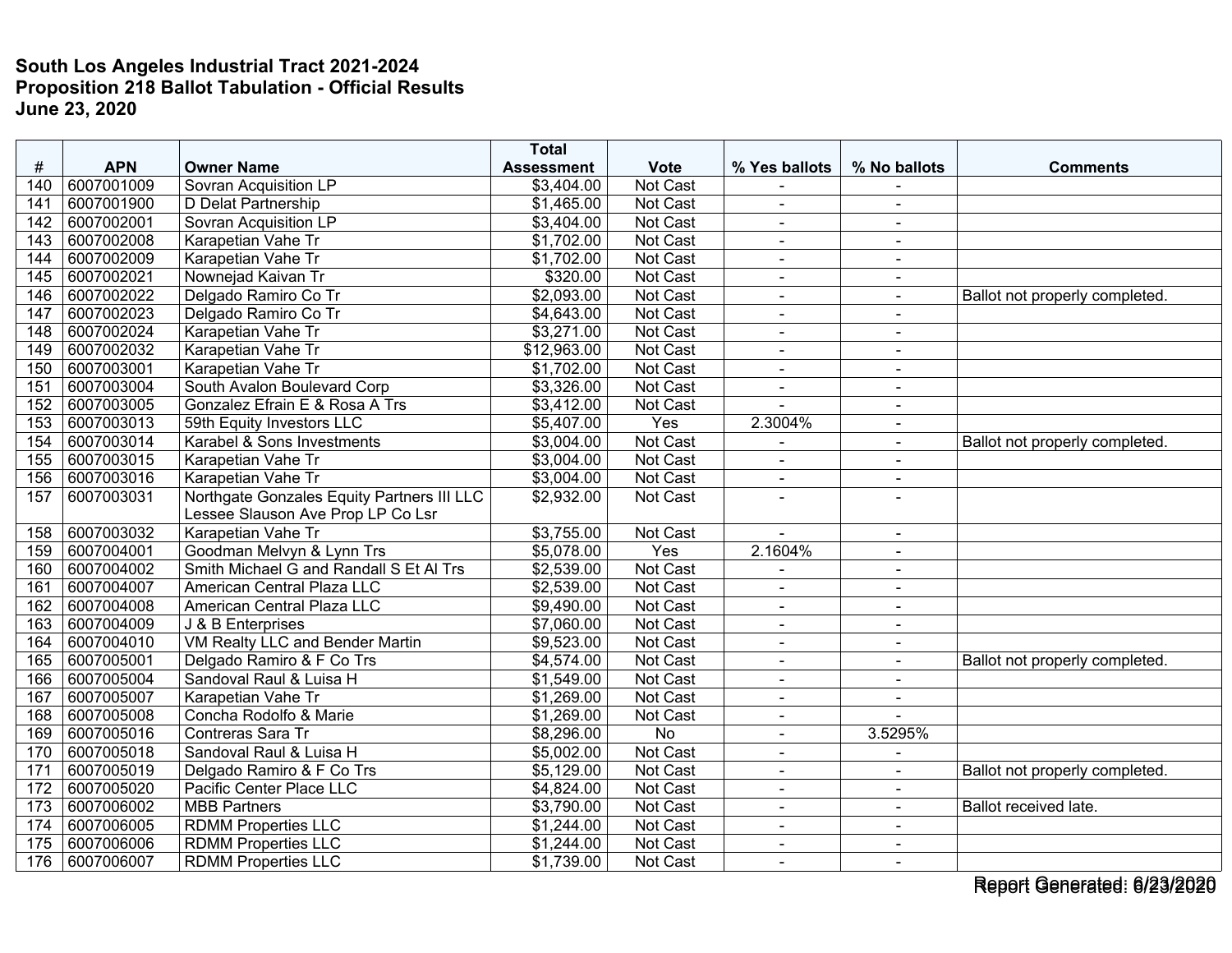**South Los Angeles Industrial Tract 2021-2024**
**Proposition 218 Ballot Tabulation - Official Results**
**June 23, 2020**

| # | APN | Owner Name | Total Assessment | Vote | % Yes ballots | % No ballots | Comments |
|---|---|---|---|---|---|---|---|
| 140 | 6007001009 | Sovran Acquisition LP | $3,404.00 | Not Cast | - | - | |
| 141 | 6007001900 | D Delat Partnership | $1,465.00 | Not Cast | - | - | |
| 142 | 6007002001 | Sovran Acquisition LP | $3,404.00 | Not Cast | - | - | |
| 143 | 6007002008 | Karapetian Vahe Tr | $1,702.00 | Not Cast | - | - | |
| 144 | 6007002009 | Karapetian Vahe Tr | $1,702.00 | Not Cast | - | - | |
| 145 | 6007002021 | Nownejad Kaivan Tr | $320.00 | Not Cast | - | - | |
| 146 | 6007002022 | Delgado Ramiro Co Tr | $2,093.00 | Not Cast | - | - | Ballot not properly completed. |
| 147 | 6007002023 | Delgado Ramiro Co Tr | $4,643.00 | Not Cast | - | - | |
| 148 | 6007002024 | Karapetian Vahe Tr | $3,271.00 | Not Cast | - | - | |
| 149 | 6007002032 | Karapetian Vahe Tr | $12,963.00 | Not Cast | - | - | |
| 150 | 6007003001 | Karapetian Vahe Tr | $1,702.00 | Not Cast | - | - | |
| 151 | 6007003004 | South Avalon Boulevard Corp | $3,326.00 | Not Cast | - | - | |
| 152 | 6007003005 | Gonzalez Efrain E & Rosa A Trs | $3,412.00 | Not Cast | - | - | |
| 153 | 6007003013 | 59th Equity Investors LLC | $5,407.00 | Yes | 2.3004% | - | |
| 154 | 6007003014 | Karabel & Sons Investments | $3,004.00 | Not Cast | - | - | Ballot not properly completed. |
| 155 | 6007003015 | Karapetian Vahe Tr | $3,004.00 | Not Cast | - | - | |
| 156 | 6007003016 | Karapetian Vahe Tr | $3,004.00 | Not Cast | - | - | |
| 157 | 6007003031 | Northgate Gonzales Equity Partners III LLC Lessee Slauson Ave Prop LP Co Lsr | $2,932.00 | Not Cast | - | - | |
| 158 | 6007003032 | Karapetian Vahe Tr | $3,755.00 | Not Cast | - | - | |
| 159 | 6007004001 | Goodman Melvyn & Lynn Trs | $5,078.00 | Yes | 2.1604% | - | |
| 160 | 6007004002 | Smith Michael G and Randall S Et Al Trs | $2,539.00 | Not Cast | - | - | |
| 161 | 6007004007 | American Central Plaza LLC | $2,539.00 | Not Cast | - | - | |
| 162 | 6007004008 | American Central Plaza LLC | $9,490.00 | Not Cast | - | - | |
| 163 | 6007004009 | J & B Enterprises | $7,060.00 | Not Cast | - | - | |
| 164 | 6007004010 | VM Realty LLC and Bender Martin | $9,523.00 | Not Cast | - | - | |
| 165 | 6007005001 | Delgado Ramiro & F Co Trs | $4,574.00 | Not Cast | - | - | Ballot not properly completed. |
| 166 | 6007005004 | Sandoval Raul & Luisa H | $1,549.00 | Not Cast | - | - | |
| 167 | 6007005007 | Karapetian Vahe Tr | $1,269.00 | Not Cast | - | - | |
| 168 | 6007005008 | Concha Rodolfo & Marie | $1,269.00 | Not Cast | - | - | |
| 169 | 6007005016 | Contreras Sara Tr | $8,296.00 | No | - | 3.5295% | |
| 170 | 6007005018 | Sandoval Raul & Luisa H | $5,002.00 | Not Cast | - | - | |
| 171 | 6007005019 | Delgado Ramiro & F Co Trs | $5,129.00 | Not Cast | - | - | Ballot not properly completed. |
| 172 | 6007005020 | Pacific Center Place LLC | $4,824.00 | Not Cast | - | - | |
| 173 | 6007006002 | MBB Partners | $3,790.00 | Not Cast | - | - | Ballot received late. |
| 174 | 6007006005 | RDMM Properties LLC | $1,244.00 | Not Cast | - | - | |
| 175 | 6007006006 | RDMM Properties LLC | $1,244.00 | Not Cast | - | - | |
| 176 | 6007006007 | RDMM Properties LLC | $1,739.00 | Not Cast | - | - | |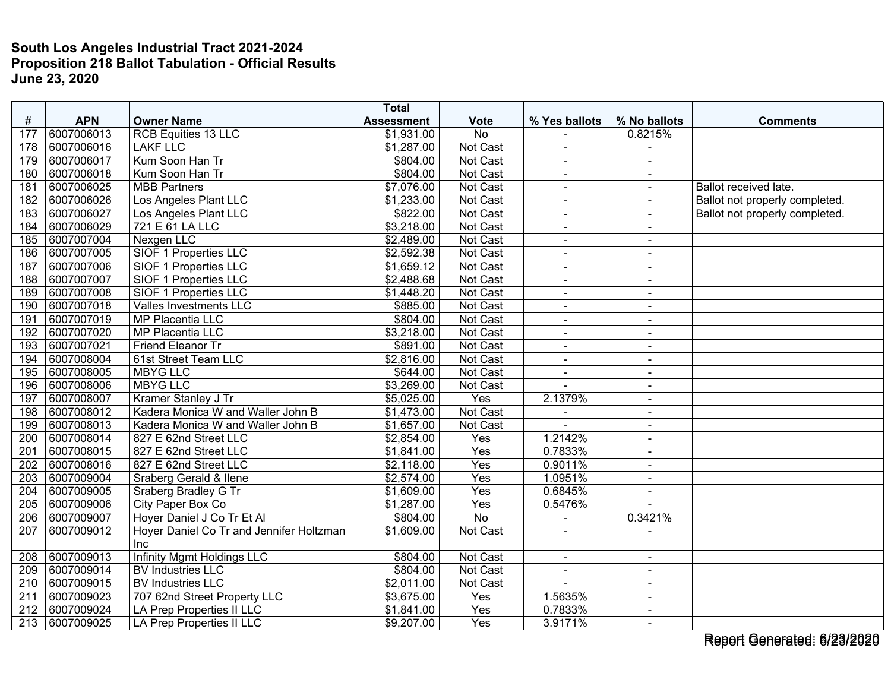**South Los Angeles Industrial Tract 2021-2024**
**Proposition 218 Ballot Tabulation - Official Results**
**June 23, 2020**

| # | APN | Owner Name | Total Assessment | Vote | % Yes ballots | % No ballots | Comments |
|---|---|---|---|---|---|---|---|
| 177 | 6007006013 | RCB Equities 13 LLC | $1,931.00 | No | - | 0.8215% | |
| 178 | 6007006016 | LAKF LLC | $1,287.00 | Not Cast | - | - | |
| 179 | 6007006017 | Kum Soon Han Tr | $804.00 | Not Cast | - | - | |
| 180 | 6007006018 | Kum Soon Han Tr | $804.00 | Not Cast | - | - | |
| 181 | 6007006025 | MBB Partners | $7,076.00 | Not Cast | - | - | Ballot received late. |
| 182 | 6007006026 | Los Angeles Plant LLC | $1,233.00 | Not Cast | - | - | Ballot not properly completed. |
| 183 | 6007006027 | Los Angeles Plant LLC | $822.00 | Not Cast | - | - | Ballot not properly completed. |
| 184 | 6007006029 | 721 E 61 LA LLC | $3,218.00 | Not Cast | - | - | |
| 185 | 6007007004 | Nexgen LLC | $2,489.00 | Not Cast | - | - | |
| 186 | 6007007005 | SIOF 1 Properties LLC | $2,592.38 | Not Cast | - | - | |
| 187 | 6007007006 | SIOF 1 Properties LLC | $1,659.12 | Not Cast | - | - | |
| 188 | 6007007007 | SIOF 1 Properties LLC | $2,488.68 | Not Cast | - | - | |
| 189 | 6007007008 | SIOF 1 Properties LLC | $1,448.20 | Not Cast | - | - | |
| 190 | 6007007018 | Valles Investments LLC | $885.00 | Not Cast | - | - | |
| 191 | 6007007019 | MP Placentia LLC | $804.00 | Not Cast | - | - | |
| 192 | 6007007020 | MP Placentia LLC | $3,218.00 | Not Cast | - | - | |
| 193 | 6007007021 | Friend Eleanor Tr | $891.00 | Not Cast | - | - | |
| 194 | 6007008004 | 61st Street Team LLC | $2,816.00 | Not Cast | - | - | |
| 195 | 6007008005 | MBYG LLC | $644.00 | Not Cast | - | - | |
| 196 | 6007008006 | MBYG LLC | $3,269.00 | Not Cast | - | - | |
| 197 | 6007008007 | Kramer Stanley J Tr | $5,025.00 | Yes | 2.1379% | - | |
| 198 | 6007008012 | Kadera Monica W and Waller John B | $1,473.00 | Not Cast | - | - | |
| 199 | 6007008013 | Kadera Monica W and Waller John B | $1,657.00 | Not Cast | - | - | |
| 200 | 6007008014 | 827 E 62nd Street LLC | $2,854.00 | Yes | 1.2142% | - | |
| 201 | 6007008015 | 827 E 62nd Street LLC | $1,841.00 | Yes | 0.7833% | - | |
| 202 | 6007008016 | 827 E 62nd Street LLC | $2,118.00 | Yes | 0.9011% | - | |
| 203 | 6007009004 | Sraberg Gerald & Ilene | $2,574.00 | Yes | 1.0951% | - | |
| 204 | 6007009005 | Sraberg Bradley G Tr | $1,609.00 | Yes | 0.6845% | - | |
| 205 | 6007009006 | City Paper Box Co | $1,287.00 | Yes | 0.5476% | - | |
| 206 | 6007009007 | Hoyer Daniel J Co Tr Et Al | $804.00 | No | - | 0.3421% | |
| 207 | 6007009012 | Hoyer Daniel Co Tr and Jennifer Holtzman Inc | $1,609.00 | Not Cast | - | - | |
| 208 | 6007009013 | Infinity Mgmt Holdings LLC | $804.00 | Not Cast | - | - | |
| 209 | 6007009014 | BV Industries LLC | $804.00 | Not Cast | - | - | |
| 210 | 6007009015 | BV Industries LLC | $2,011.00 | Not Cast | - | - | |
| 211 | 6007009023 | 707 62nd Street Property LLC | $3,675.00 | Yes | 1.5635% | - | |
| 212 | 6007009024 | LA Prep Properties II LLC | $1,841.00 | Yes | 0.7833% | - | |
| 213 | 6007009025 | LA Prep Properties II LLC | $9,207.00 | Yes | 3.9171% | - | |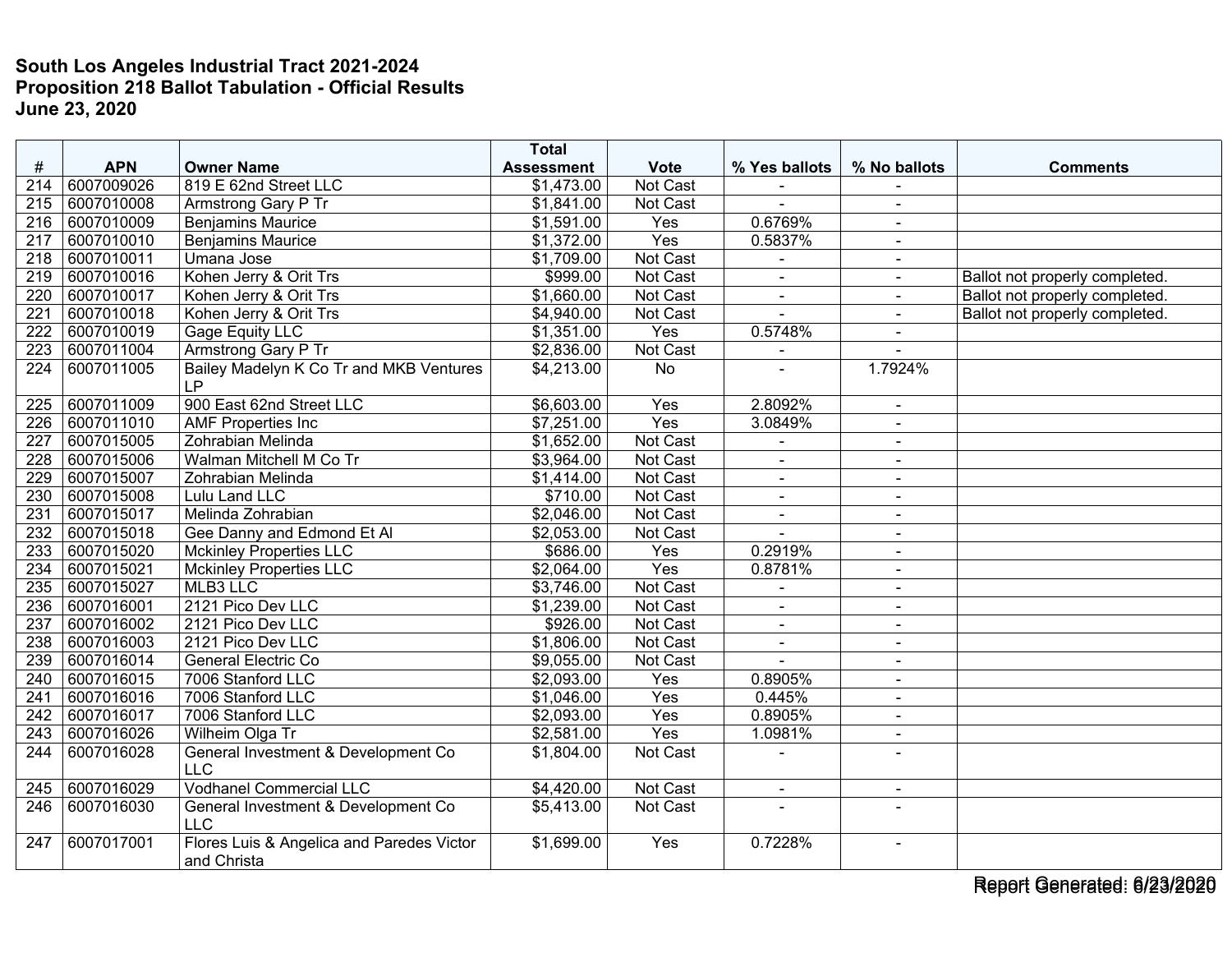**South Los Angeles Industrial Tract 2021-2024**
**Proposition 218 Ballot Tabulation - Official Results**
**June 23, 2020**

| # | APN | Owner Name | Total Assessment | Vote | % Yes ballots | % No ballots | Comments |
|---|---|---|---|---|---|---|---|
| 214 | 6007009026 | 819 E 62nd Street LLC | $1,473.00 | Not Cast | - | - | |
| 215 | 6007010008 | Armstrong Gary P Tr | $1,841.00 | Not Cast | - | - | |
| 216 | 6007010009 | Benjamins Maurice | $1,591.00 | Yes | 0.6769% | - | |
| 217 | 6007010010 | Benjamins Maurice | $1,372.00 | Yes | 0.5837% | - | |
| 218 | 6007010011 | Umana Jose | $1,709.00 | Not Cast | - | - | |
| 219 | 6007010016 | Kohen Jerry & Orit Trs | $999.00 | Not Cast | - | - | Ballot not properly completed. |
| 220 | 6007010017 | Kohen Jerry & Orit Trs | $1,660.00 | Not Cast | - | - | Ballot not properly completed. |
| 221 | 6007010018 | Kohen Jerry & Orit Trs | $4,940.00 | Not Cast | - | - | Ballot not properly completed. |
| 222 | 6007010019 | Gage Equity LLC | $1,351.00 | Yes | 0.5748% | - | |
| 223 | 6007011004 | Armstrong Gary P Tr | $2,836.00 | Not Cast | - | - | |
| 224 | 6007011005 | Bailey Madelyn K Co Tr and MKB Ventures LP | $4,213.00 | No | - | 1.7924% | |
| 225 | 6007011009 | 900 East 62nd Street LLC | $6,603.00 | Yes | 2.8092% | - | |
| 226 | 6007011010 | AMF Properties Inc | $7,251.00 | Yes | 3.0849% | - | |
| 227 | 6007015005 | Zohrabian Melinda | $1,652.00 | Not Cast | - | - | |
| 228 | 6007015006 | Walman Mitchell M Co Tr | $3,964.00 | Not Cast | - | - | |
| 229 | 6007015007 | Zohrabian Melinda | $1,414.00 | Not Cast | - | - | |
| 230 | 6007015008 | Lulu Land LLC | $710.00 | Not Cast | - | - | |
| 231 | 6007015017 | Melinda Zohrabian | $2,046.00 | Not Cast | - | - | |
| 232 | 6007015018 | Gee Danny and Edmond Et Al | $2,053.00 | Not Cast | - | - | |
| 233 | 6007015020 | Mckinley Properties LLC | $686.00 | Yes | 0.2919% | - | |
| 234 | 6007015021 | Mckinley Properties LLC | $2,064.00 | Yes | 0.8781% | - | |
| 235 | 6007015027 | MLB3 LLC | $3,746.00 | Not Cast | - | - | |
| 236 | 6007016001 | 2121 Pico Dev LLC | $1,239.00 | Not Cast | - | - | |
| 237 | 6007016002 | 2121 Pico Dev LLC | $926.00 | Not Cast | - | - | |
| 238 | 6007016003 | 2121 Pico Dev LLC | $1,806.00 | Not Cast | - | - | |
| 239 | 6007016014 | General Electric Co | $9,055.00 | Not Cast | - | - | |
| 240 | 6007016015 | 7006 Stanford LLC | $2,093.00 | Yes | 0.8905% | - | |
| 241 | 6007016016 | 7006 Stanford LLC | $1,046.00 | Yes | 0.445% | - | |
| 242 | 6007016017 | 7006 Stanford LLC | $2,093.00 | Yes | 0.8905% | - | |
| 243 | 6007016026 | Wilheim Olga Tr | $2,581.00 | Yes | 1.0981% | - | |
| 244 | 6007016028 | General Investment & Development Co LLC | $1,804.00 | Not Cast | - | - | |
| 245 | 6007016029 | Vodhanel Commercial LLC | $4,420.00 | Not Cast | - | - | |
| 246 | 6007016030 | General Investment & Development Co LLC | $5,413.00 | Not Cast | - | - | |
| 247 | 6007017001 | Flores Luis & Angelica and Paredes Victor and Christa | $1,699.00 | Yes | 0.7228% | - | |

Report Generated: 6/23/2020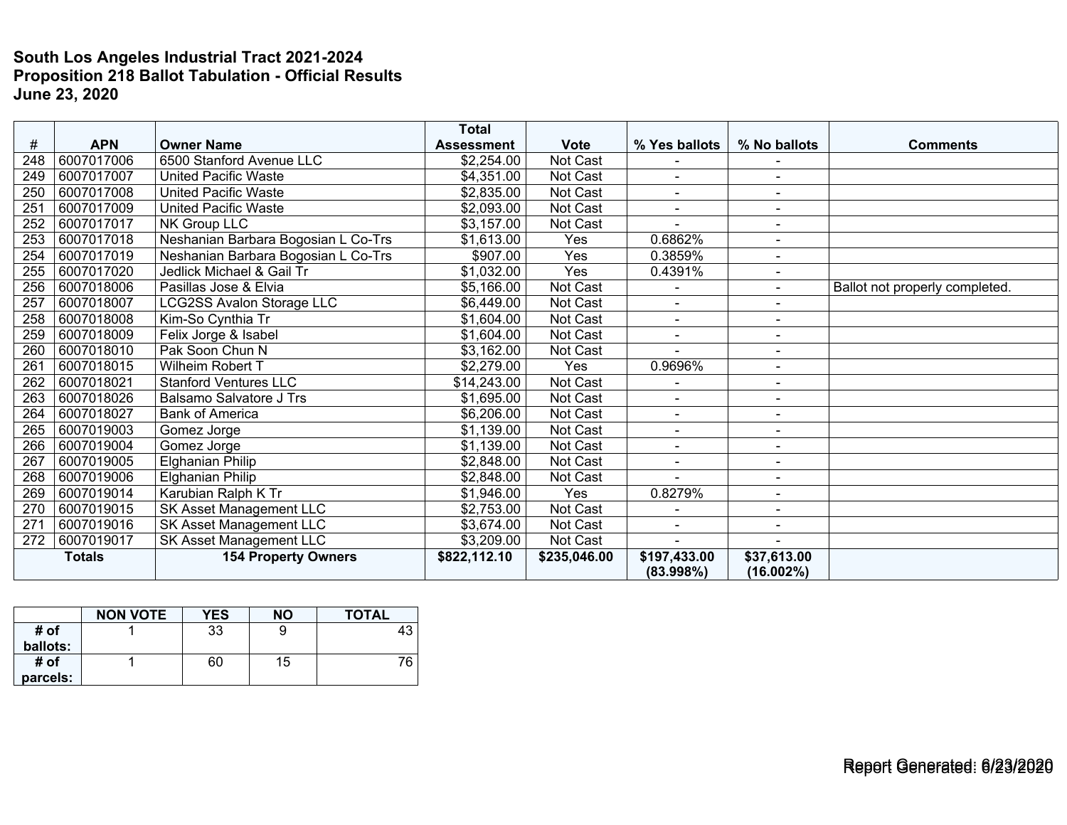**South Los Angeles Industrial Tract 2021-2024**
**Proposition 218 Ballot Tabulation - Official Results**
**June 23, 2020**

| # | APN | Owner Name | Total Assessment | Vote | % Yes ballots | % No ballots | Comments |
|---|---|---|---|---|---|---|---|
| 248 | 6007017006 | 6500 Stanford Avenue LLC | $2,254.00 | Not Cast | - | - | |
| 249 | 6007017007 | United Pacific Waste | $4,351.00 | Not Cast | - | - | |
| 250 | 6007017008 | United Pacific Waste | $2,835.00 | Not Cast | - | - | |
| 251 | 6007017009 | United Pacific Waste | $2,093.00 | Not Cast | - | - | |
| 252 | 6007017017 | NK Group LLC | $3,157.00 | Not Cast | - | - | |
| 253 | 6007017018 | Neshanian Barbara Bogosian L Co-Trs | $1,613.00 | Yes | 0.6862% | - | |
| 254 | 6007017019 | Neshanian Barbara Bogosian L Co-Trs | $907.00 | Yes | 0.3859% | - | |
| 255 | 6007017020 | Jedlick Michael & Gail Tr | $1,032.00 | Yes | 0.4391% | - | |
| 256 | 6007018006 | Pasillas Jose & Elvia | $5,166.00 | Not Cast | - | - | Ballot not properly completed. |
| 257 | 6007018007 | LCG2SS Avalon Storage LLC | $6,449.00 | Not Cast | - | - | |
| 258 | 6007018008 | Kim-So Cynthia Tr | $1,604.00 | Not Cast | - | - | |
| 259 | 6007018009 | Felix Jorge & Isabel | $1,604.00 | Not Cast | - | - | |
| 260 | 6007018010 | Pak Soon Chun N | $3,162.00 | Not Cast | - | - | |
| 261 | 6007018015 | Wilheim Robert T | $2,279.00 | Yes | 0.9696% | - | |
| 262 | 6007018021 | Stanford Ventures LLC | $14,243.00 | Not Cast | - | - | |
| 263 | 6007018026 | Balsamo Salvatore J Trs | $1,695.00 | Not Cast | - | - | |
| 264 | 6007018027 | Bank of America | $6,206.00 | Not Cast | - | - | |
| 265 | 6007019003 | Gomez Jorge | $1,139.00 | Not Cast | - | - | |
| 266 | 6007019004 | Gomez Jorge | $1,139.00 | Not Cast | - | - | |
| 267 | 6007019005 | Elghanian Philip | $2,848.00 | Not Cast | - | - | |
| 268 | 6007019006 | Elghanian Philip | $2,848.00 | Not Cast | - | - | |
| 269 | 6007019014 | Karubian Ralph K Tr | $1,946.00 | Yes | 0.8279% | - | |
| 270 | 6007019015 | SK Asset Management LLC | $2,753.00 | Not Cast | - | - | |
| 271 | 6007019016 | SK Asset Management LLC | $3,674.00 | Not Cast | - | - | |
| 272 | 6007019017 | SK Asset Management LLC | $3,209.00 | Not Cast | - | - | |
| **Totals** | | **154 Property Owners** | **$822,112.10** | **$235,046.00** | **$197,433.00 (83.998%)** | **$37,613.00 (16.002%)** | |

| | NON VOTE | YES | NO | TOTAL |
|---|---|---|---|---|
| **# of ballots:** | 1 | 33 | 9 | 43 |
| **# of parcels:** | 1 | 60 | 15 | 76 |

Report Generated: 6/23/2020